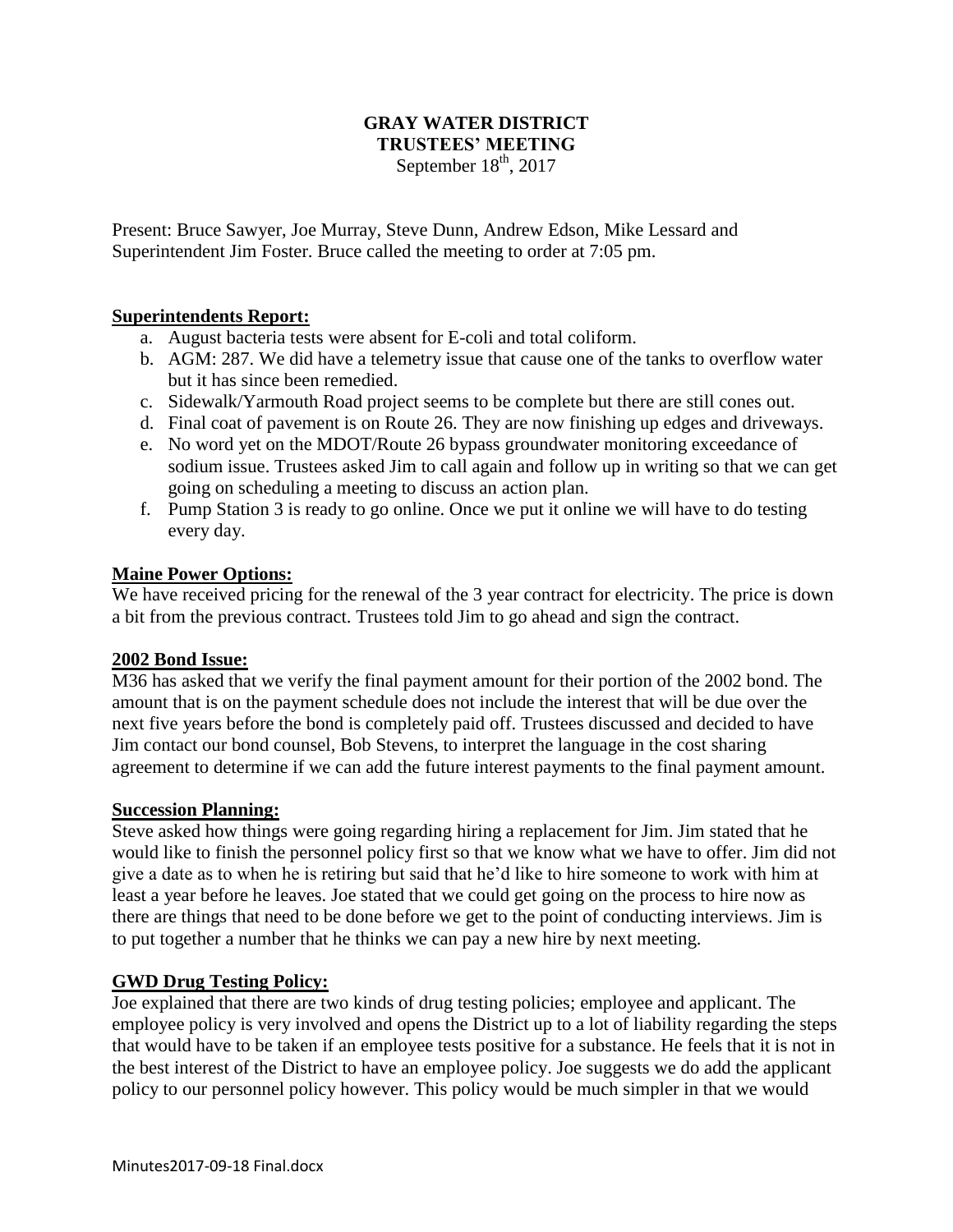# GRAY WATER DISTRICT
## TRUSTEES' MEETING
September 18th, 2017

Present: Bruce Sawyer, Joe Murray, Steve Dunn, Andrew Edson, Mike Lessard and Superintendent Jim Foster. Bruce called the meeting to order at 7:05 pm.

**Superintendents Report:**

a. August bacteria tests were absent for E-coli and total coliform.
b. AGM: 287. We did have a telemetry issue that cause one of the tanks to overflow water but it has since been remedied.
c. Sidewalk/Yarmouth Road project seems to be complete but there are still cones out.
d. Final coat of pavement is on Route 26. They are now finishing up edges and driveways.
e. No word yet on the MDOT/Route 26 bypass groundwater monitoring exceedance of sodium issue. Trustees asked Jim to call again and follow up in writing so that we can get going on scheduling a meeting to discuss an action plan.
f. Pump Station 3 is ready to go online. Once we put it online we will have to do testing every day.

**Maine Power Options:**

We have received pricing for the renewal of the 3 year contract for electricity. The price is down a bit from the previous contract. Trustees told Jim to go ahead and sign the contract.

**2002 Bond Issue:**

M36 has asked that we verify the final payment amount for their portion of the 2002 bond. The amount that is on the payment schedule does not include the interest that will be due over the next five years before the bond is completely paid off. Trustees discussed and decided to have Jim contact our bond counsel, Bob Stevens, to interpret the language in the cost sharing agreement to determine if we can add the future interest payments to the final payment amount.

**Succession Planning:**

Steve asked how things were going regarding hiring a replacement for Jim. Jim stated that he would like to finish the personnel policy first so that we know what we have to offer. Jim did not give a date as to when he is retiring but said that he'd like to hire someone to work with him at least a year before he leaves. Joe stated that we could get going on the process to hire now as there are things that need to be done before we get to the point of conducting interviews. Jim is to put together a number that he thinks we can pay a new hire by next meeting.

**GWD Drug Testing Policy:**

Joe explained that there are two kinds of drug testing policies; employee and applicant. The employee policy is very involved and opens the District up to a lot of liability regarding the steps that would have to be taken if an employee tests positive for a substance. He feels that it is not in the best interest of the District to have an employee policy. Joe suggests we do add the applicant policy to our personnel policy however. This policy would be much simpler in that we would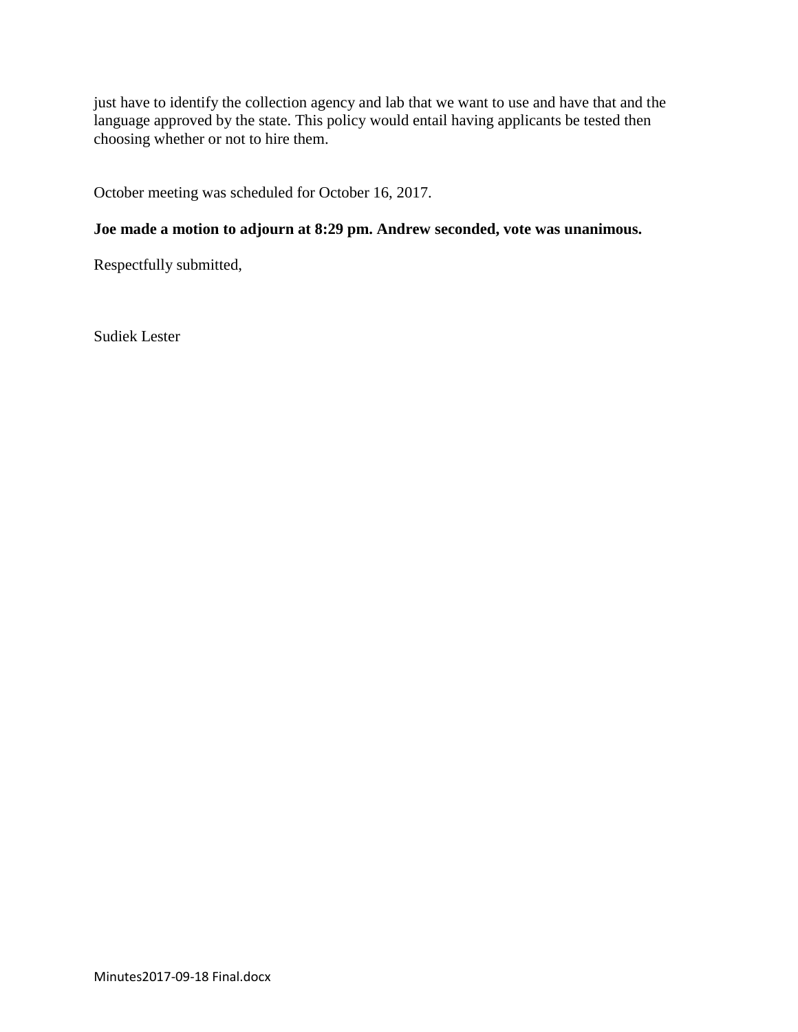just have to identify the collection agency and lab that we want to use and have that and the language approved by the state. This policy would entail having applicants be tested then choosing whether or not to hire them.

October meeting was scheduled for October 16, 2017.

**Joe made a motion to adjourn at 8:29 pm. Andrew seconded, vote was unanimous.**

Respectfully submitted,

Sudiek Lester